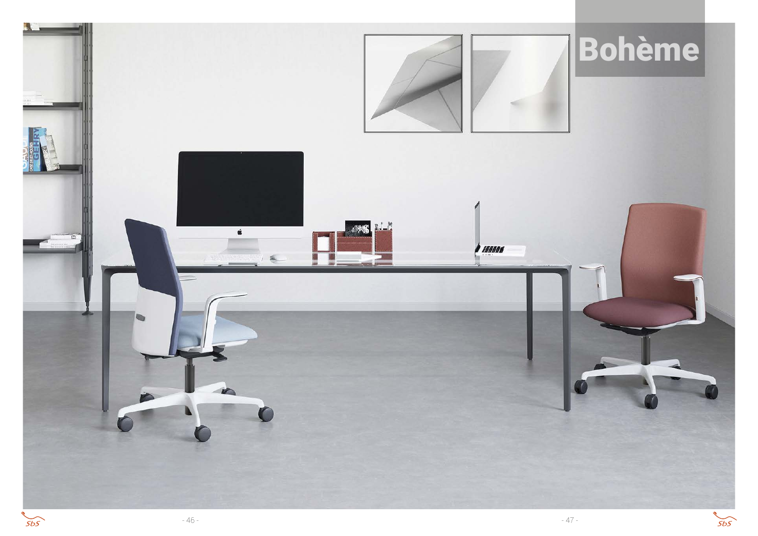# Bohème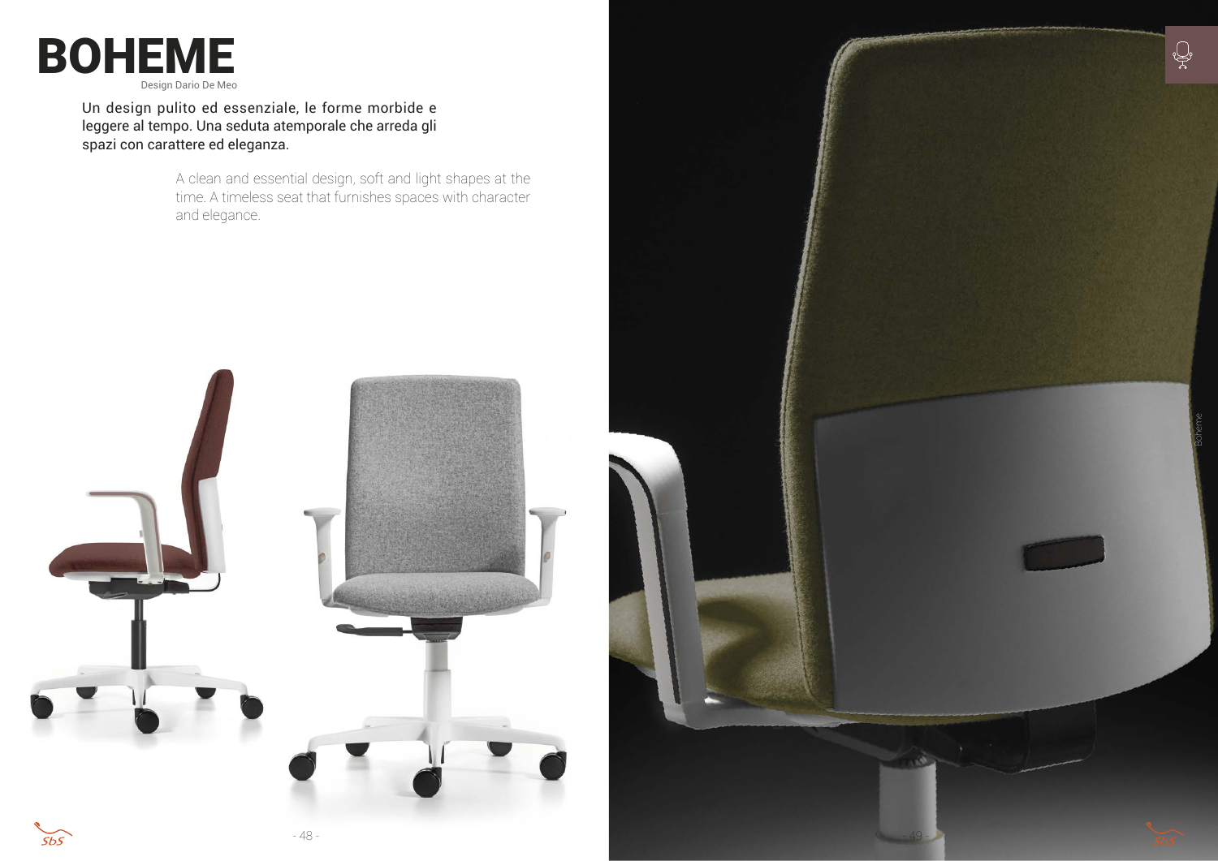# BOHEME

Design Dario De Meo

Un design pulito ed essenziale, le forme morbide e leggere al tempo. Una seduta atemporale che arreda gli spazi con carattere ed eleganza.

A clean and essential design, soft and light shapes at the time. A timeless seat that furnishes spaces with character and elegance.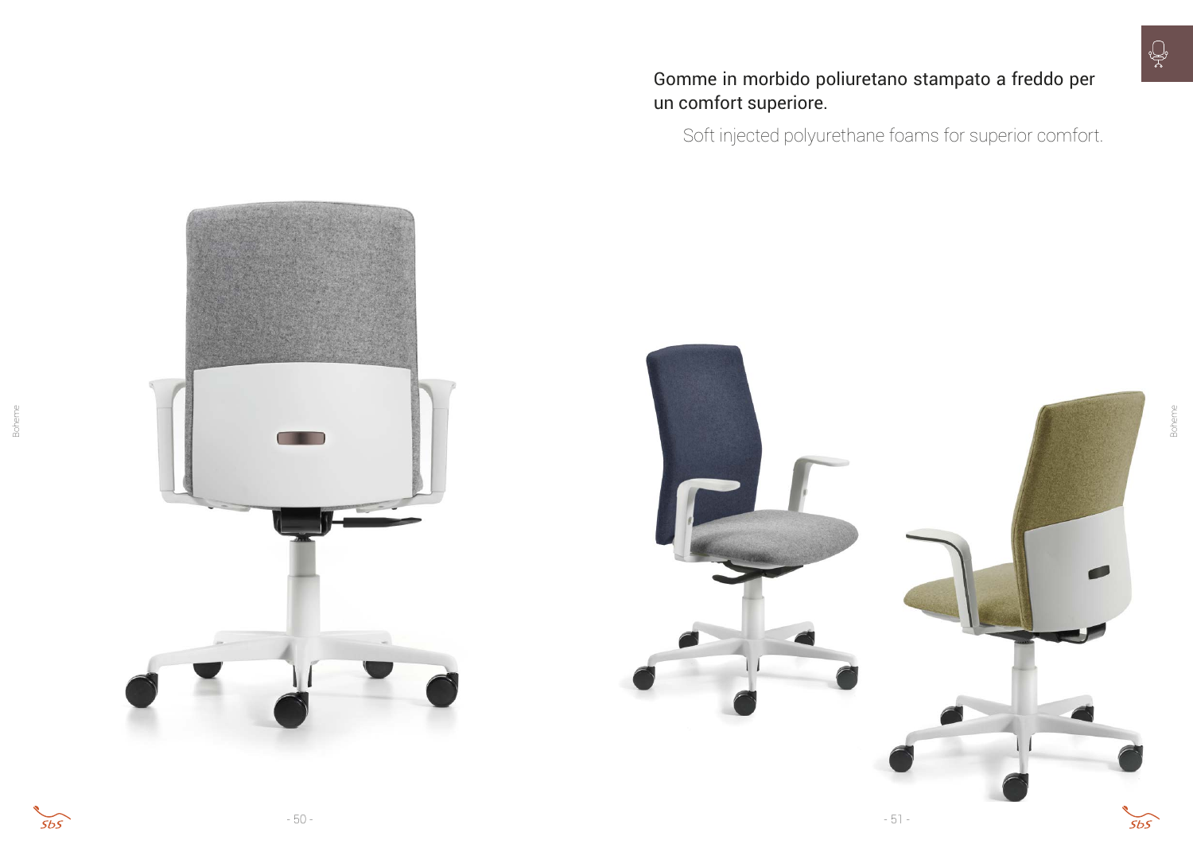Gomme in morbido poliuretano stampato a freddo per un comfort superiore.

Soft injected polyurethane foams for superior comfort.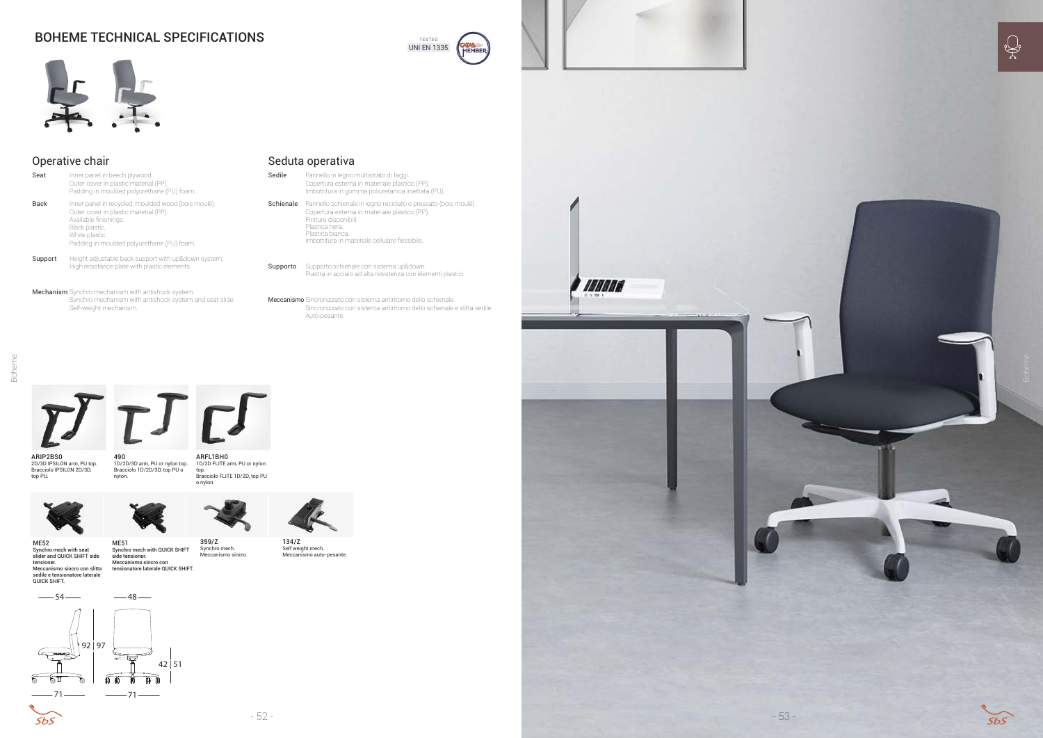# BOHEME TECHNICAL SPECIFICATIONS

TESTED
UNI EN 1335

## Operative chair

| | |
|---|---|
| Seat | Inner panel in beech plywood. Outer cover in plastic material (PP). Padding in moulded polyurethane (PU) foam. |
| Back | Inner panel in recycled, moulded wood (bois moulé). Outer cover in plastic material (PP). Available finishings: Black plastic, White plastic. Padding in moulded polyurethane (PU) foam. |
| Support | Height adjustable back support with up&down system; High resistance plate with plastic elements. |
| Mechanism | Synchro mechanism with antishock system. Synchro mechanism with antishock system and seat slide. Self-weight mechanism. |

## Seduta operativa

| | |
|---|---|
| Sedile | Pannello in legno multistrato di faggi. Copertura esterna in materiale plastico (PP). Imbottitura in gomma poliuretanica iniettata (PU). |
| Schienale | Pannello schienale in legno reciclato e pressato (bois moulé). Copertura esterna in materiale plastico (PP). Finiture disponibili: Plastica nera, Plastica bianca. Imbottitura in materiale cellulare flessibile. |
| Supporto | Supporto schienale con sistema up&down; Piastra in acciaio ad alta resistenza con elementi plastici. |
| Meccanismo | Sincronizzato con sistema antiritorno dello schienale. Sincronizzato con sistema antiritorno dello schienale e slitta sedile. Auto-pesante. |

**ARIP2BS0**
2D/3D IPSILON arm, PU top.
Bracciolo IPSILON 2D/3D, top PU.

**490**
1D/2D/3D arm, PU or nylon top.
Bracciolo 1D/2D/3D, top PU o nylon.

**ARFL1BH0**
1D/2D FLITE arm, PU or nylon top.
Bracciolo FLITE 1D/2D, top PU o nylon.

**ME52**
Synchro mech with seat slider and QUICK SHIFT side tensioner.
Meccanismo sincro con slitta sedile e tensionatore laterale QUICK SHIFT.

**ME51**
Synchro mech with QUICK SHIFT side tensioner.
Meccanismo sincro con tensionatore laterale QUICK SHIFT.

**359/Z**
Synchro mech.
Meccanismo sincro.

**134/Z**
Self weight mech.
Meccanismo auto-pesante.

54
48
92 | 97
42 | 51
71
71